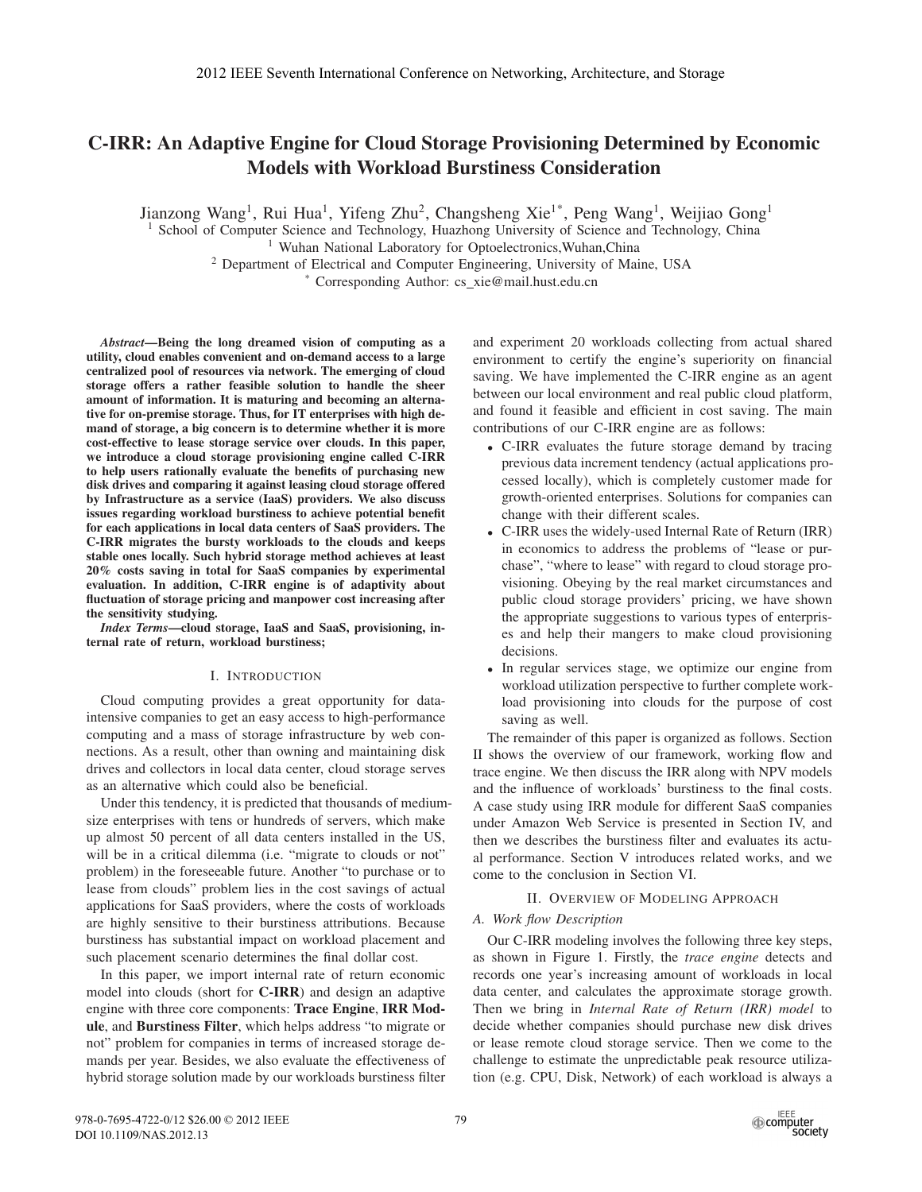# C-IRR: An Adaptive Engine for Cloud Storage Provisioning Determined by Economic Models with Workload Burstiness Consideration

Jianzong Wang[1], Rui Hua[1], Yifeng Zhu[2], Changsheng Xie[1*], Peng Wang[1], Weijiao Gong[1]

[1] School of Computer Science and Technology, Huazhong University of Science and Technology, China
[1] Wuhan National Laboratory for Optoelectronics,Wuhan,China
[2] Department of Electrical and Computer Engineering, University of Maine, USA
[*] Corresponding Author: cs_xie@mail.hust.edu.cn

***Abstract*—Being the long dreamed vision of computing as a utility, cloud enables convenient and on-demand access to a large centralized pool of resources via network. The emerging of cloud storage offers a rather feasible solution to handle the sheer amount of information. It is maturing and becoming an alternative for on-premise storage. Thus, for IT enterprises with high demand of storage, a big concern is to determine whether it is more cost-effective to lease storage service over clouds. In this paper, we introduce a cloud storage provisioning engine called C-IRR to help users rationally evaluate the benefits of purchasing new disk drives and comparing it against leasing cloud storage offered by Infrastructure as a service (IaaS) providers. We also discuss issues regarding workload burstiness to achieve potential benefit for each applications in local data centers of SaaS providers. The C-IRR migrates the bursty workloads to the clouds and keeps stable ones locally. Such hybrid storage method achieves at least 20% costs saving in total for SaaS companies by experimental evaluation. In addition, C-IRR engine is of adaptivity about fluctuation of storage pricing and manpower cost increasing after the sensitivity studying.**

***Index Terms*—cloud storage, IaaS and SaaS, provisioning, internal rate of return, workload burstiness;**

## I. Introduction

Cloud computing provides a great opportunity for data-intensive companies to get an easy access to high-performance computing and a mass of storage infrastructure by web connections. As a result, other than owning and maintaining disk drives and collectors in local data center, cloud storage serves as an alternative which could also be beneficial.

Under this tendency, it is predicted that thousands of medium-size enterprises with tens or hundreds of servers, which make up almost 50 percent of all data centers installed in the US, will be in a critical dilemma (i.e. "migrate to clouds or not" problem) in the foreseeable future. Another "to purchase or to lease from clouds" problem lies in the cost savings of actual applications for SaaS providers, where the costs of workloads are highly sensitive to their burstiness attributions. Because burstiness has substantial impact on workload placement and such placement scenario determines the final dollar cost.

In this paper, we import internal rate of return economic model into clouds (short for **C-IRR**) and design an adaptive engine with three core components: **Trace Engine**, **IRR Module**, and **Burstiness Filter**, which helps address "to migrate or not" problem for companies in terms of increased storage demands per year. Besides, we also evaluate the effectiveness of hybrid storage solution made by our workloads burstiness filter and experiment 20 workloads collecting from actual shared environment to certify the engine's superiority on financial saving. We have implemented the C-IRR engine as an agent between our local environment and real public cloud platform, and found it feasible and efficient in cost saving. The main contributions of our C-IRR engine are as follows:

- C-IRR evaluates the future storage demand by tracing previous data increment tendency (actual applications processed locally), which is completely customer made for growth-oriented enterprises. Solutions for companies can change with their different scales.
- C-IRR uses the widely-used Internal Rate of Return (IRR) in economics to address the problems of "lease or purchase", "where to lease" with regard to cloud storage provisioning. Obeying by the real market circumstances and public cloud storage providers' pricing, we have shown the appropriate suggestions to various types of enterprises and help their mangers to make cloud provisioning decisions.
- In regular services stage, we optimize our engine from workload utilization perspective to further complete workload provisioning into clouds for the purpose of cost saving as well.

The remainder of this paper is organized as follows. Section II shows the overview of our framework, working flow and trace engine. We then discuss the IRR along with NPV models and the influence of workloads' burstiness to the final costs. A case study using IRR module for different SaaS companies under Amazon Web Service is presented in Section IV, and then we describes the burstiness filter and evaluates its actual performance. Section V introduces related works, and we come to the conclusion in Section VI.

## II. Overview of Modeling Approach

### A. Work flow Description

Our C-IRR modeling involves the following three key steps, as shown in Figure 1. Firstly, the *trace engine* detects and records one year's increasing amount of workloads in local data center, and calculates the approximate storage growth. Then we bring in *Internal Rate of Return (IRR) model* to decide whether companies should purchase new disk drives or lease remote cloud storage service. Then we come to the challenge to estimate the unpredictable peak resource utilization (e.g. CPU, Disk, Network) of each workload is always a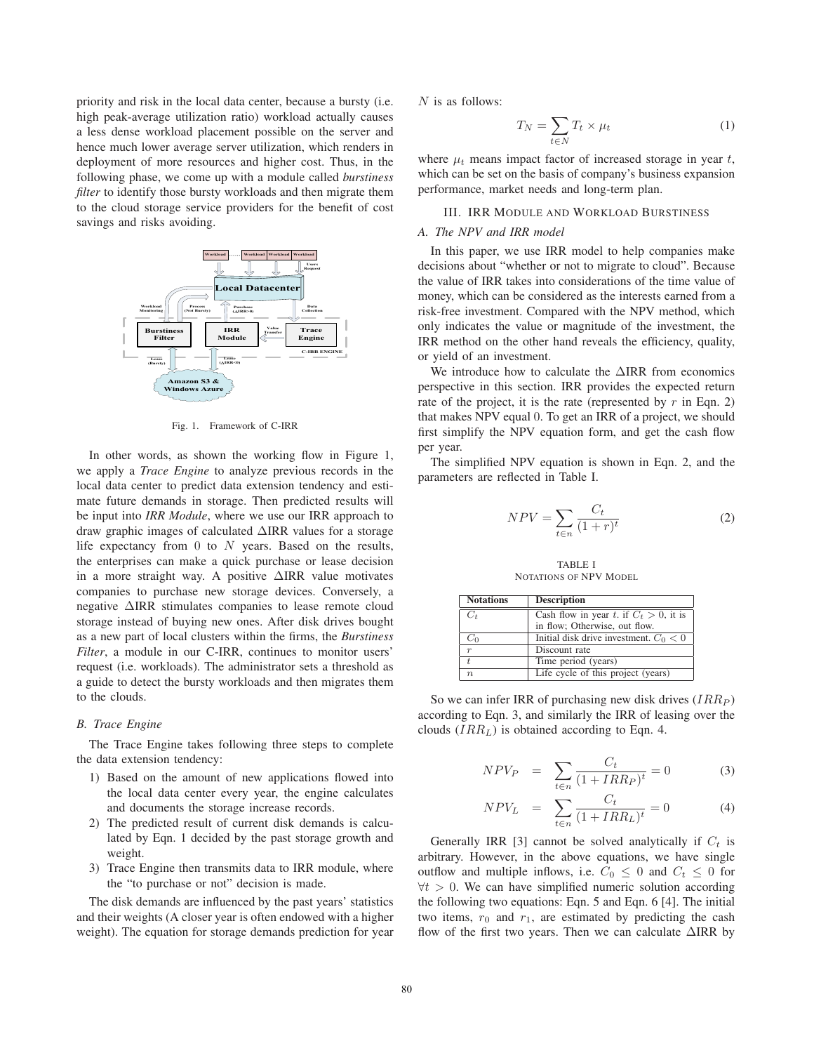priority and risk in the local data center, because a bursty (i.e. high peak-average utilization ratio) workload actually causes a less dense workload placement possible on the server and hence much lower average server utilization, which renders in deployment of more resources and higher cost. Thus, in the following phase, we come up with a module called *burstiness filter* to identify those bursty workloads and then migrate them to the cloud storage service providers for the benefit of cost savings and risks avoiding.

Fig. 1. Framework of C-IRR

In other words, as shown the working flow in Figure 1, we apply a *Trace Engine* to analyze previous records in the local data center to predict data extension tendency and estimate future demands in storage. Then predicted results will be input into *IRR Module*, where we use our IRR approach to draw graphic images of calculated ΔIRR values for a storage life expectancy from 0 to $N$ years. Based on the results, the enterprises can make a quick purchase or lease decision in a more straight way. A positive ΔIRR value motivates companies to purchase new storage devices. Conversely, a negative ΔIRR stimulates companies to lease remote cloud storage instead of buying new ones. After disk drives bought as a new part of local clusters within the firms, the *Burstiness Filter*, a module in our C-IRR, continues to monitor users' request (i.e. workloads). The administrator sets a threshold as a guide to detect the bursty workloads and then migrates them to the clouds.

### B. Trace Engine

The Trace Engine takes following three steps to complete the data extension tendency:

1) Based on the amount of new applications flowed into the local data center every year, the engine calculates and documents the storage increase records.
2) The predicted result of current disk demands is calculated by Eqn. 1 decided by the past storage growth and weight.
3) Trace Engine then transmits data to IRR module, where the "to purchase or not" decision is made.

The disk demands are influenced by the past years' statistics and their weights (A closer year is often endowed with a higher weight). The equation for storage demands prediction for year $N$ is as follows:

$$T_N = \sum_{t \in N} T_t \times \mu_t \tag{1}$$

where $\mu_t$ means impact factor of increased storage in year $t$, which can be set on the basis of company's business expansion performance, market needs and long-term plan.

## III. IRR Module and Workload Burstiness

### A. The NPV and IRR model

In this paper, we use IRR model to help companies make decisions about "whether or not to migrate to cloud". Because the value of IRR takes into considerations of the time value of money, which can be considered as the interests earned from a risk-free investment. Compared with the NPV method, which only indicates the value or magnitude of the investment, the IRR method on the other hand reveals the efficiency, quality, or yield of an investment.

We introduce how to calculate the ΔIRR from economics perspective in this section. IRR provides the expected return rate of the project, it is the rate (represented by $r$ in Eqn. 2) that makes NPV equal 0. To get an IRR of a project, we should first simplify the NPV equation form, and get the cash flow per year.

The simplified NPV equation is shown in Eqn. 2, and the parameters are reflected in Table I.

$$NPV = \sum_{t \in n} \frac{C_t}{(1+r)^t} \tag{2}$$

TABLE I
NOTATIONS OF NPV MODEL

| Notations | Description |
|---|---|
| $C_t$ | Cash flow in year $t$. if $C_t > 0$, it is in flow; Otherwise, out flow. |
| $C_0$ | Initial disk drive investment. $C_0 < 0$ |
| $r$ | Discount rate |
| $t$ | Time period (years) |
| $n$ | Life cycle of this project (years) |

So we can infer IRR of purchasing new disk drives ($IRR_P$) according to Eqn. 3, and similarly the IRR of leasing over the clouds ($IRR_L$) is obtained according to Eqn. 4.

$$NPV_P = \sum_{t \in n} \frac{C_t}{(1+IRR_P)^t} = 0 \tag{3}$$

$$NPV_L = \sum_{t \in n} \frac{C_t}{(1+IRR_L)^t} = 0 \tag{4}$$

Generally IRR [3] cannot be solved analytically if $C_t$ is arbitrary. However, in the above equations, we have single outflow and multiple inflows, i.e. $C_0 \leq 0$ and $C_t \leq 0$ for $\forall t > 0$. We can have simplified numeric solution according the following two equations: Eqn. 5 and Eqn. 6 [4]. The initial two items, $r_0$ and $r_1$, are estimated by predicting the cash flow of the first two years. Then we can calculate ΔIRR by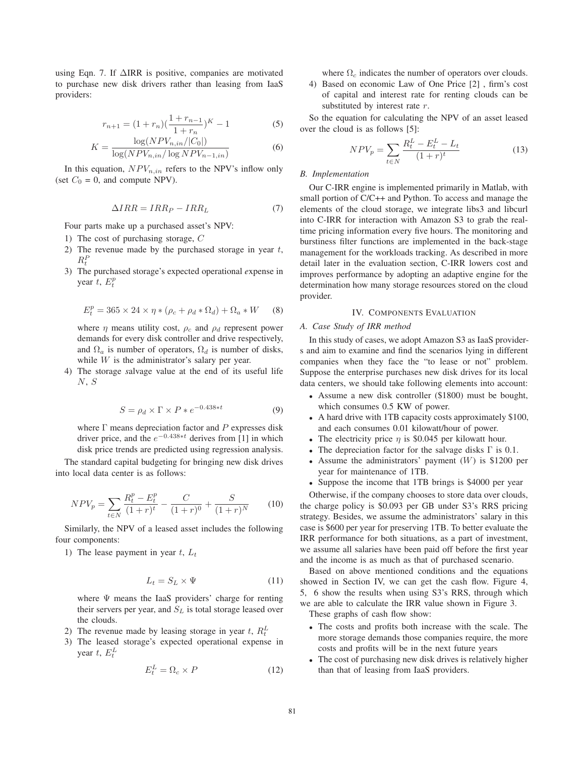using Eqn. 7. If ΔIRR is positive, companies are motivated to purchase new disk drivers rather than leasing from IaaS providers:

$$r_{n+1} = (1 + r_n)\left(\frac{1 + r_{n-1}}{1 + r_n}\right)^K - 1 \tag{5}$$

$$K = \frac{\log(NPV_{n,in}/|C_0|)}{\log(NPV_{n,in}/\log NPV_{n-1,in})} \tag{6}$$

In this equation, $NPV_{n,in}$ refers to the NPV's inflow only (set $C_0$ = 0, and compute NPV).

$$\Delta IRR = IRR_P - IRR_L \tag{7}$$

Four parts make up a purchased asset's NPV:

1) The cost of purchasing storage, $C$
2) The revenue made by the purchased storage in year $t$, $R_t^P$
3) The purchased storage's expected operational *e*xpense in year $t$, $E_t^p$

$$E_t^p = 365 \times 24 \times \eta * (\rho_c + \rho_d * \Omega_d) + \Omega_a * W \tag{8}$$

where $\eta$ means utility cost, $\rho_c$ and $\rho_d$ represent power demands for every disk controller and drive respectively, and $\Omega_a$ is number of operators, $\Omega_d$ is number of disks, while $W$ is the administrator's salary per year.

4) The storage *s*alvage value at the end of its useful life $N$, $S$

$$S = \rho_d \times \Gamma \times P * e^{-0.438*t} \tag{9}$$

where $\Gamma$ means depreciation factor and $P$ expresses disk driver price, and the $e^{-0.438*t}$ derives from [1] in which disk price trends are predicted using regression analysis.

The standard capital budgeting for bringing new disk drives into local data center is as follows:

$$NPV_p = \sum_{t \in N} \frac{R_t^p - E_t^p}{(1+r)^t} - \frac{C}{(1+r)^0} + \frac{S}{(1+r)^N} \tag{10}$$

Similarly, the NPV of a leased asset includes the following four components:

1) The lease payment in year $t$, $L_t$

$$L_t = S_L \times \Psi \tag{11}$$

where $\Psi$ means the IaaS providers' charge for renting their servers per year, and $S_L$ is total storage leased over the clouds.

2) The revenue made by leasing storage in year $t$, $R_t^L$
3) The leased storage's expected operational expense in year $t$, $E_t^L$

$$E_t^L = \Omega_c \times P \tag{12}$$

where $\Omega_c$ indicates the number of operators over clouds.

4) Based on economic Law of One Price [2] , firm's cost of capital and interest rate for renting clouds can be substituted by interest rate $r$.

So the equation for calculating the NPV of an asset leased over the cloud is as follows [5]:

$$NPV_p = \sum_{t \in N} \frac{R_t^L - E_t^L - L_t}{(1+r)^t} \tag{13}$$

### B. Implementation

Our C-IRR engine is implemented primarily in Matlab, with small portion of C/C++ and Python. To access and manage the elements of the cloud storage, we integrate libs3 and libcurl into C-IRR for interaction with Amazon S3 to grab the real-time pricing information every five hours. The monitoring and burstiness filter functions are implemented in the back-stage management for the workloads tracking. As described in more detail later in the evaluation section, C-IRR lowers cost and improves performance by adopting an adaptive engine for the determination how many storage resources stored on the cloud provider.

## IV. Components Evaluation

### A. Case Study of IRR method

In this study of cases, we adopt Amazon S3 as IaaS providers and aim to examine and find the scenarios lying in different companies when they face the "to lease or not" problem. Suppose the enterprise purchases new disk drives for its local data centers, we should take following elements into account:

- Assume a new disk controller ($1800) must be bought, which consumes 0.5 KW of power.
- A hard drive with 1TB capacity costs approximately $100, and each consumes 0.01 kilowatt/hour of power.
- The electricity price $\eta$ is $0.045 per kilowatt hour.
- The depreciation factor for the salvage disks $\Gamma$ is 0.1.
- Assume the administrators' payment ($W$) is $1200 per year for maintenance of 1TB.
- Suppose the income that 1TB brings is $4000 per year

Otherwise, if the company chooses to store data over clouds, the charge policy is $0.093 per GB under S3's RRS pricing strategy. Besides, we assume the administrators' salary in this case is $600 per year for preserving 1TB. To better evaluate the IRR performance for both situations, as a part of investment, we assume all salaries have been paid off before the first year and the income is as much as that of purchased scenario.

Based on above mentioned conditions and the equations showed in Section IV, we can get the cash flow. Figure 4, 5, 6 show the results when using S3's RRS, through which we are able to calculate the IRR value shown in Figure 3.

These graphs of cash flow show:

- The costs and profits both increase with the scale. The more storage demands those companies require, the more costs and profits will be in the next future years
- The cost of purchasing new disk drives is relatively higher than that of leasing from IaaS providers.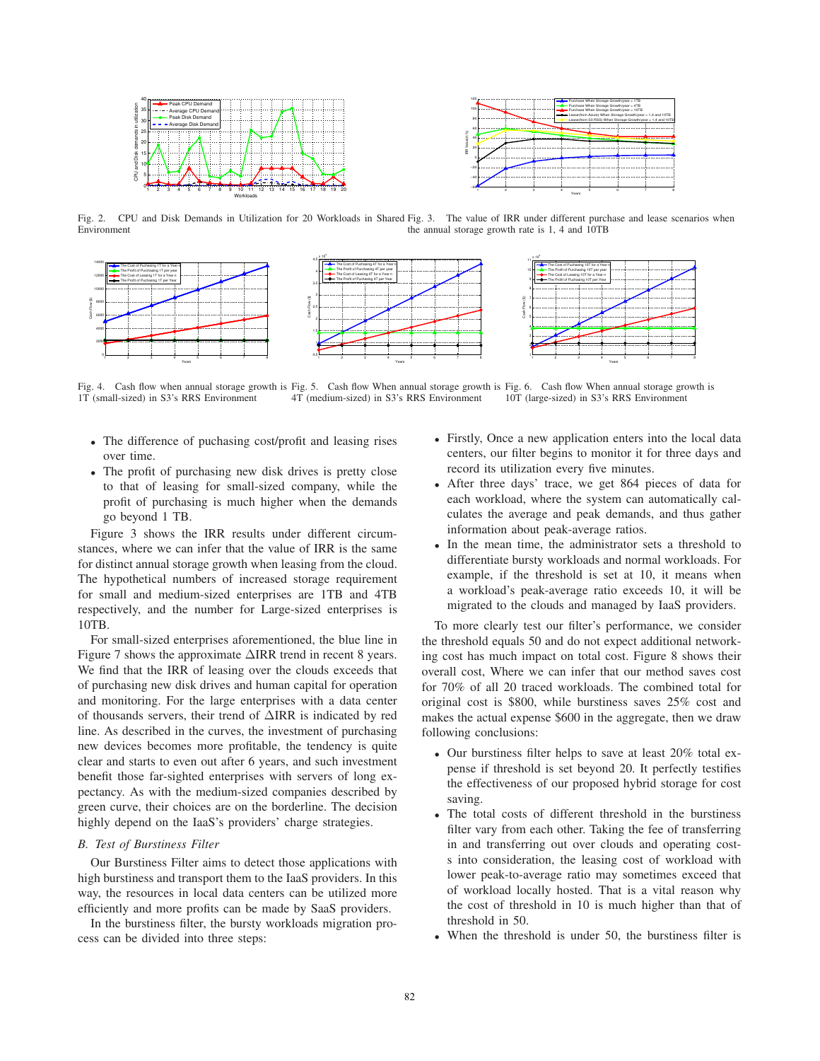Fig. 2. CPU and Disk Demands in Utilization for 20 Workloads in Shared Environment

Fig. 3. The value of IRR under different purchase and lease scenarios when the annual storage growth rate is 1, 4 and 10TB

Fig. 4. Cash flow when annual storage growth is 1T (small-sized) in S3's RRS Environment

Fig. 5. Cash flow When annual storage growth is 4T (medium-sized) in S3's RRS Environment

Fig. 6. Cash flow When annual storage growth is 10T (large-sized) in S3's RRS Environment

- The difference of puchasing cost/profit and leasing rises over time.
- The profit of purchasing new disk drives is pretty close to that of leasing for small-sized company, while the profit of purchasing is much higher when the demands go beyond 1 TB.

Figure 3 shows the IRR results under different circumstances, where we can infer that the value of IRR is the same for distinct annual storage growth when leasing from the cloud. The hypothetical numbers of increased storage requirement for small and medium-sized enterprises are 1TB and 4TB respectively, and the number for Large-sized enterprises is 10TB.

For small-sized enterprises aforementioned, the blue line in Figure 7 shows the approximate $\Delta$IRR trend in recent 8 years. We find that the IRR of leasing over the clouds exceeds that of purchasing new disk drives and human capital for operation and monitoring. For the large enterprises with a data center of thousands servers, their trend of $\Delta$IRR is indicated by red line. As described in the curves, the investment of purchasing new devices becomes more profitable, the tendency is quite clear and starts to even out after 6 years, and such investment benefit those far-sighted enterprises with servers of long expectancy. As with the medium-sized companies described by green curve, their choices are on the borderline. The decision highly depend on the IaaS's providers' charge strategies.

### *B. Test of Burstiness Filter*

Our Burstiness Filter aims to detect those applications with high burstiness and transport them to the IaaS providers. In this way, the resources in local data centers can be utilized more efficiently and more profits can be made by SaaS providers.

In the burstiness filter, the bursty workloads migration process can be divided into three steps:

- Firstly, Once a new application enters into the local data centers, our filter begins to monitor it for three days and record its utilization every five minutes.
- After three days' trace, we get 864 pieces of data for each workload, where the system can automatically calculates the average and peak demands, and thus gather information about peak-average ratios.
- In the mean time, the administrator sets a threshold to differentiate bursty workloads and normal workloads. For example, if the threshold is set at 10, it means when a workload's peak-average ratio exceeds 10, it will be migrated to the clouds and managed by IaaS providers.

To more clearly test our filter's performance, we consider the threshold equals 50 and do not expect additional networking cost has much impact on total cost. Figure 8 shows their overall cost, Where we can infer that our method saves cost for 70% of all 20 traced workloads. The combined total for original cost is $800, while burstiness saves 25% cost and makes the actual expense $600 in the aggregate, then we draw following conclusions:

- Our burstiness filter helps to save at least 20% total expense if threshold is set beyond 20. It perfectly testifies the effectiveness of our proposed hybrid storage for cost saving.
- The total costs of different threshold in the burstiness filter vary from each other. Taking the fee of transferring in and transferring out over clouds and operating costs into consideration, the leasing cost of workload with lower peak-to-average ratio may sometimes exceed that of workload locally hosted. That is a vital reason why the cost of threshold in 10 is much higher than that of threshold in 50.
- When the threshold is under 50, the burstiness filter is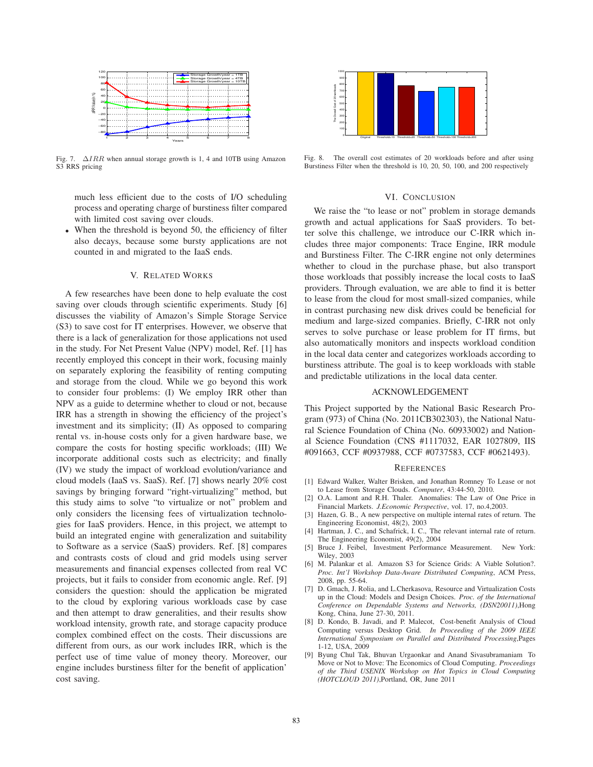120
100
80
60
40
20
0
−20
−40
−60
−80

ΔIRR Value(in %)

1 2 3 4 5 6 7 8

Years

Storage Growth/year = 1TB
Storage Growth/year = 4TB
Storage Growth/year = 10TB

Fig. 7. $\Delta IRR$ when annual storage growth is 1, 4 and 10TB using Amazon S3 RRS pricing

1000
900
800
700
600
500
400
300
200
100
0

The Overall Cost of 20 workloads

Original Threshold=10 Threshold=20 Threshold=50 Threshold=100 Threshold=200

Fig. 8. The overall cost estimates of 20 workloads before and after using Burstiness Filter when the threshold is 10, 20, 50, 100, and 200 respectively

much less efficient due to the costs of I/O scheduling process and operating charge of burstiness filter compared with limited cost saving over clouds.

- When the threshold is beyond 50, the efficiency of filter also decays, because some bursty applications are not counted in and migrated to the IaaS ends.

## V. Related Works

A few researches have been done to help evaluate the cost saving over clouds through scientific experiments. Study [6] discusses the viability of Amazon's Simple Storage Service (S3) to save cost for IT enterprises. However, we observe that there is a lack of generalization for those applications not used in the study. For Net Present Value (NPV) model, Ref. [1] has recently employed this concept in their work, focusing mainly on separately exploring the feasibility of renting computing and storage from the cloud. While we go beyond this work to consider four problems: (I) We employ IRR other than NPV as a guide to determine whether to cloud or not, because IRR has a strength in showing the efficiency of the project's investment and its simplicity; (II) As opposed to comparing rental vs. in-house costs only for a given hardware base, we compare the costs for hosting specific workloads; (III) We incorporate additional costs such as electricity; and finally (IV) we study the impact of workload evolution/variance and cloud models (IaaS vs. SaaS). Ref. [7] shows nearly 20% cost savings by bringing forward "right-virtualizing" method, but this study aims to solve "to virtualize or not" problem and only considers the licensing fees of virtualization technologies for IaaS providers. Hence, in this project, we attempt to build an integrated engine with generalization and suitability to Software as a service (SaaS) providers. Ref. [8] compares and contrasts costs of cloud and grid models using server measurements and financial expenses collected from real VC projects, but it fails to consider from economic angle. Ref. [9] considers the question: should the application be migrated to the cloud by exploring various workloads case by case and then attempt to draw generalities, and their results show workload intensity, growth rate, and storage capacity produce complex combined effect on the costs. Their discussions are different from ours, as our work includes IRR, which is the perfect use of time value of money theory. Moreover, our engine includes burstiness filter for the benefit of application' cost saving.

## VI. Conclusion

We raise the "to lease or not" problem in storage demands growth and actual applications for SaaS providers. To better solve this challenge, we introduce our C-IRR which includes three major components: Trace Engine, IRR module and Burstiness Filter. The C-IRR engine not only determines whether to cloud in the purchase phase, but also transport those workloads that possibly increase the local costs to IaaS providers. Through evaluation, we are able to find it is better to lease from the cloud for most small-sized companies, while in contrast purchasing new disk drives could be beneficial for medium and large-sized companies. Briefly, C-IRR not only serves to solve purchase or lease problem for IT firms, but also automatically monitors and inspects workload condition in the local data center and categorizes workloads according to burstiness attribute. The goal is to keep workloads with stable and predictable utilizations in the local data center.

## Acknowledgement

This Project supported by the National Basic Research Program (973) of China (No. 2011CB302303), the National Natural Science Foundation of China (No. 60933002) and National Science Foundation (CNS #1117032, EAR 1027809, IIS #091663, CCF #0937988, CCF #0737583, CCF #0621493).

## References

[1] Edward Walker, Walter Brisken, and Jonathan Romney To Lease or not to Lease from Storage Clouds. *Computer*, 43:44-50, 2010.

[2] O.A. Lamont and R.H. Thaler. Anomalies: The Law of One Price in Financial Markets. *J.Economic Perspective*, vol. 17, no.4,2003.

[3] Hazen, G. B., A new perspective on multiple internal rates of return. The Engineering Economist, 48(2), 2003

[4] Hartman, J. C., and Schafrick, I. C., The relevant internal rate of return. The Engineering Economist, 49(2), 2004

[5] Bruce J. Feibel, Investment Performance Measurement. New York: Wiley, 2003

[6] M. Palankar et al. Amazon S3 for Science Grids: A Viable Solution?. *Proc. Int'l Workshop Data-Aware Distributed Computing*, ACM Press, 2008, pp. 55-64.

[7] D. Gmach, J. Rolia, and L.Cherkasova, Resource and Virtualization Costs up in the Cloud: Models and Design Choices. *Proc. of the International Conference on Dependable Systems and Networks, (DSN20011)*,Hong Kong, China, June 27-30, 2011.

[8] D. Kondo, B. Javadi, and P. Malecot, Cost-benefit Analysis of Cloud Computing versus Desktop Grid. *In Proceeding of the 2009 IEEE International Symposium on Parallel and Distributed Processing*,Pages 1-12, USA, 2009

[9] Byung Chul Tak, Bhuvan Urgaonkar and Anand Sivasubramaniam To Move or Not to Move: The Economics of Cloud Computing. *Proceedings of the Third USENIX Workshop on Hot Topics in Cloud Computing (HOTCLOUD 2011)*,Portland, OR, June 2011